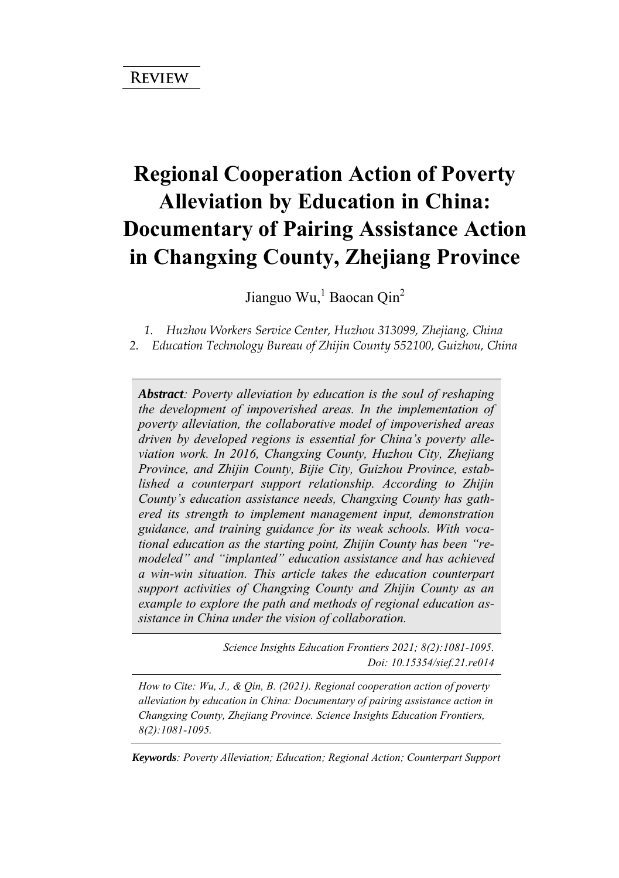**REVIEW**

# Regional Cooperation Action of Poverty Alleviation by Education in China: Documentary of Pairing Assistance Action in Changxing County, Zhejiang Province

Jianguo Wu,[1] Baocan Qin[2]

1. *Huzhou Workers Service Center, Huzhou 313099, Zhejiang, China*
2. *Education Technology Bureau of Zhijin County 552100, Guizhou, China*

***Abstract**: Poverty alleviation by education is the soul of reshaping the development of impoverished areas. In the implementation of poverty alleviation, the collaborative model of impoverished areas driven by developed regions is essential for China's poverty alleviation work. In 2016, Changxing County, Huzhou City, Zhejiang Province, and Zhijin County, Bijie City, Guizhou Province, established a counterpart support relationship. According to Zhijin County's education assistance needs, Changxing County has gathered its strength to implement management input, demonstration guidance, and training guidance for its weak schools. With vocational education as the starting point, Zhijin County has been "remodeled" and "implanted" education assistance and has achieved a win-win situation. This article takes the education counterpart support activities of Changxing County and Zhijin County as an example to explore the path and methods of regional education assistance in China under the vision of collaboration.*

*Science Insights Education Frontiers 2021; 8(2):1081-1095.*
*Doi: 10.15354/sief.21.re014*

*How to Cite: Wu, J., & Qin, B. (2021). Regional cooperation action of poverty alleviation by education in China: Documentary of pairing assistance action in Changxing County, Zhejiang Province. Science Insights Education Frontiers, 8(2):1081-1095.*

***Keywords**: Poverty Alleviation; Education; Regional Action; Counterpart Support*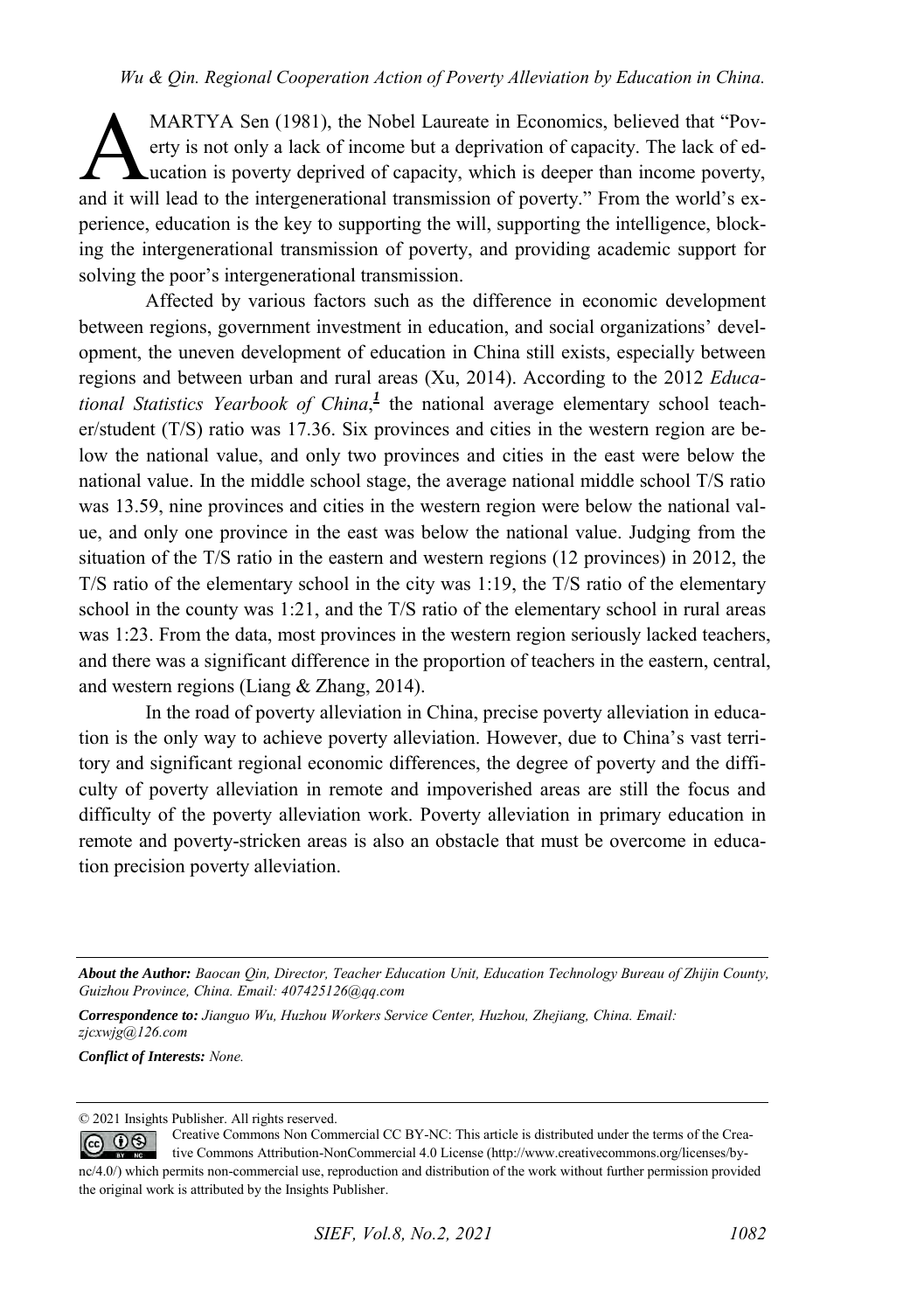AMARTYA Sen (1981), the Nobel Laureate in Economics, believed that "Poverty is not only a lack of income but a deprivation of capacity. The lack of education is poverty deprived of capacity, which is deeper than income poverty, and it will lead to the intergenerational transmission of poverty." From the world's experience, education is the key to supporting the will, supporting the intelligence, blocking the intergenerational transmission of poverty, and providing academic support for solving the poor's intergenerational transmission.

Affected by various factors such as the difference in economic development between regions, government investment in education, and social organizations' development, the uneven development of education in China still exists, especially between regions and between urban and rural areas (Xu, 2014). According to the 2012 *Educational Statistics Yearbook of China*,[1] the national average elementary school teacher/student (T/S) ratio was 17.36. Six provinces and cities in the western region are below the national value, and only two provinces and cities in the east were below the national value. In the middle school stage, the average national middle school T/S ratio was 13.59, nine provinces and cities in the western region were below the national value, and only one province in the east was below the national value. Judging from the situation of the T/S ratio in the eastern and western regions (12 provinces) in 2012, the T/S ratio of the elementary school in the city was 1:19, the T/S ratio of the elementary school in the county was 1:21, and the T/S ratio of the elementary school in rural areas was 1:23. From the data, most provinces in the western region seriously lacked teachers, and there was a significant difference in the proportion of teachers in the eastern, central, and western regions (Liang & Zhang, 2014).

In the road of poverty alleviation in China, precise poverty alleviation in education is the only way to achieve poverty alleviation. However, due to China's vast territory and significant regional economic differences, the degree of poverty and the difficulty of poverty alleviation in remote and impoverished areas are still the focus and difficulty of the poverty alleviation work. Poverty alleviation in primary education in remote and poverty-stricken areas is also an obstacle that must be overcome in education precision poverty alleviation.

---

***About the Author:*** *Baocan Qin, Director, Teacher Education Unit, Education Technology Bureau of Zhijin County, Guizhou Province, China. Email: 407425126@qq.com*

***Correspondence to:*** *Jianguo Wu, Huzhou Workers Service Center, Huzhou, Zhejiang, China. Email: zjcxwjg@126.com*

***Conflict of Interests:*** *None.*

---

© 2021 Insights Publisher. All rights reserved.

Creative Commons Non Commercial CC BY-NC: This article is distributed under the terms of the Creative Commons Attribution-NonCommercial 4.0 License (http://www.creativecommons.org/licenses/by-nc/4.0/) which permits non-commercial use, reproduction and distribution of the work without further permission provided the original work is attributed by the Insights Publisher.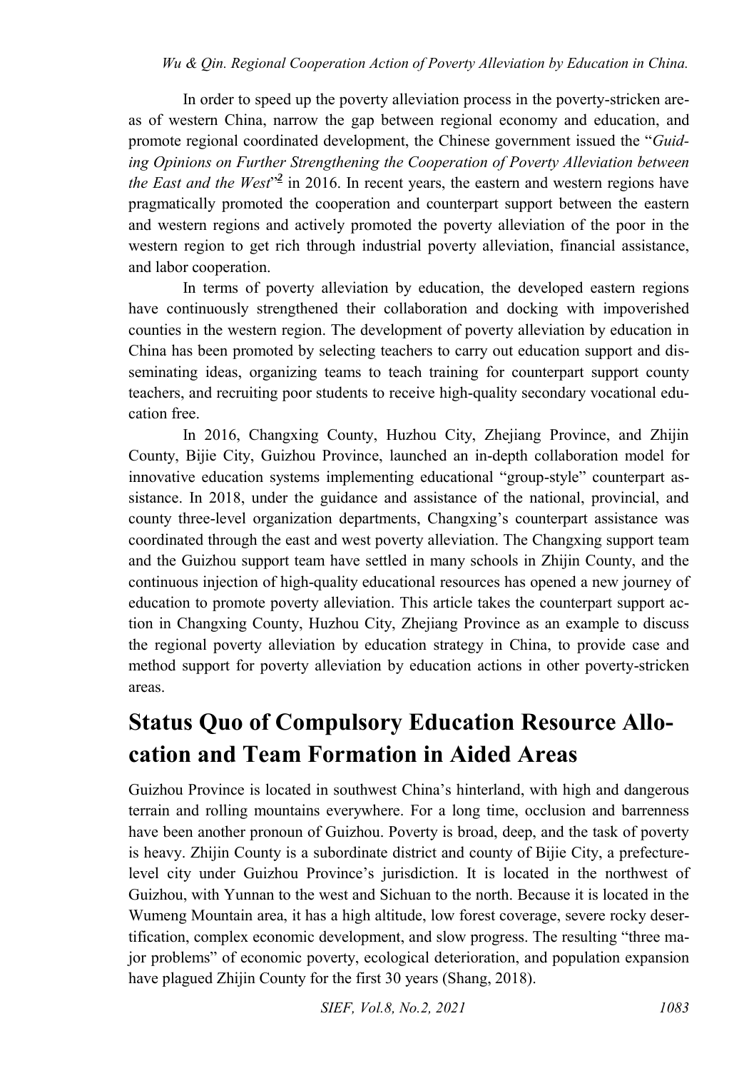In order to speed up the poverty alleviation process in the poverty-stricken areas of western China, narrow the gap between regional economy and education, and promote regional coordinated development, the Chinese government issued the "*Guiding Opinions on Further Strengthening the Cooperation of Poverty Alleviation between the East and the West*"[2] in 2016. In recent years, the eastern and western regions have pragmatically promoted the cooperation and counterpart support between the eastern and western regions and actively promoted the poverty alleviation of the poor in the western region to get rich through industrial poverty alleviation, financial assistance, and labor cooperation.

In terms of poverty alleviation by education, the developed eastern regions have continuously strengthened their collaboration and docking with impoverished counties in the western region. The development of poverty alleviation by education in China has been promoted by selecting teachers to carry out education support and disseminating ideas, organizing teams to teach training for counterpart support county teachers, and recruiting poor students to receive high-quality secondary vocational education free.

In 2016, Changxing County, Huzhou City, Zhejiang Province, and Zhijin County, Bijie City, Guizhou Province, launched an in-depth collaboration model for innovative education systems implementing educational "group-style" counterpart assistance. In 2018, under the guidance and assistance of the national, provincial, and county three-level organization departments, Changxing's counterpart assistance was coordinated through the east and west poverty alleviation. The Changxing support team and the Guizhou support team have settled in many schools in Zhijin County, and the continuous injection of high-quality educational resources has opened a new journey of education to promote poverty alleviation. This article takes the counterpart support action in Changxing County, Huzhou City, Zhejiang Province as an example to discuss the regional poverty alleviation by education strategy in China, to provide case and method support for poverty alleviation by education actions in other poverty-stricken areas.

## Status Quo of Compulsory Education Resource Allocation and Team Formation in Aided Areas

Guizhou Province is located in southwest China's hinterland, with high and dangerous terrain and rolling mountains everywhere. For a long time, occlusion and barrenness have been another pronoun of Guizhou. Poverty is broad, deep, and the task of poverty is heavy. Zhijin County is a subordinate district and county of Bijie City, a prefecture-level city under Guizhou Province's jurisdiction. It is located in the northwest of Guizhou, with Yunnan to the west and Sichuan to the north. Because it is located in the Wumeng Mountain area, it has a high altitude, low forest coverage, severe rocky desertification, complex economic development, and slow progress. The resulting "three major problems" of economic poverty, ecological deterioration, and population expansion have plagued Zhijin County for the first 30 years (Shang, 2018).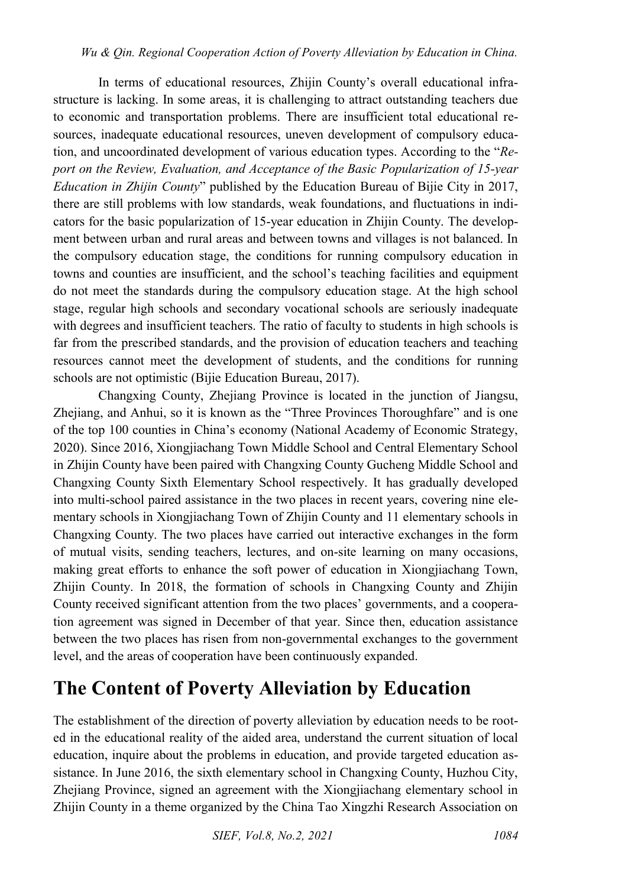In terms of educational resources, Zhijin County's overall educational infrastructure is lacking. In some areas, it is challenging to attract outstanding teachers due to economic and transportation problems. There are insufficient total educational resources, inadequate educational resources, uneven development of compulsory education, and uncoordinated development of various education types. According to the "*Report on the Review, Evaluation, and Acceptance of the Basic Popularization of 15-year Education in Zhijin County*" published by the Education Bureau of Bijie City in 2017, there are still problems with low standards, weak foundations, and fluctuations in indicators for the basic popularization of 15-year education in Zhijin County. The development between urban and rural areas and between towns and villages is not balanced. In the compulsory education stage, the conditions for running compulsory education in towns and counties are insufficient, and the school's teaching facilities and equipment do not meet the standards during the compulsory education stage. At the high school stage, regular high schools and secondary vocational schools are seriously inadequate with degrees and insufficient teachers. The ratio of faculty to students in high schools is far from the prescribed standards, and the provision of education teachers and teaching resources cannot meet the development of students, and the conditions for running schools are not optimistic (Bijie Education Bureau, 2017).

Changxing County, Zhejiang Province is located in the junction of Jiangsu, Zhejiang, and Anhui, so it is known as the "Three Provinces Thoroughfare" and is one of the top 100 counties in China's economy (National Academy of Economic Strategy, 2020). Since 2016, Xiongjiachang Town Middle School and Central Elementary School in Zhijin County have been paired with Changxing County Gucheng Middle School and Changxing County Sixth Elementary School respectively. It has gradually developed into multi-school paired assistance in the two places in recent years, covering nine elementary schools in Xiongjiachang Town of Zhijin County and 11 elementary schools in Changxing County. The two places have carried out interactive exchanges in the form of mutual visits, sending teachers, lectures, and on-site learning on many occasions, making great efforts to enhance the soft power of education in Xiongjiachang Town, Zhijin County. In 2018, the formation of schools in Changxing County and Zhijin County received significant attention from the two places' governments, and a cooperation agreement was signed in December of that year. Since then, education assistance between the two places has risen from non-governmental exchanges to the government level, and the areas of cooperation have been continuously expanded.

# The Content of Poverty Alleviation by Education

The establishment of the direction of poverty alleviation by education needs to be rooted in the educational reality of the aided area, understand the current situation of local education, inquire about the problems in education, and provide targeted education assistance. In June 2016, the sixth elementary school in Changxing County, Huzhou City, Zhejiang Province, signed an agreement with the Xiongjiachang elementary school in Zhijin County in a theme organized by the China Tao Xingzhi Research Association on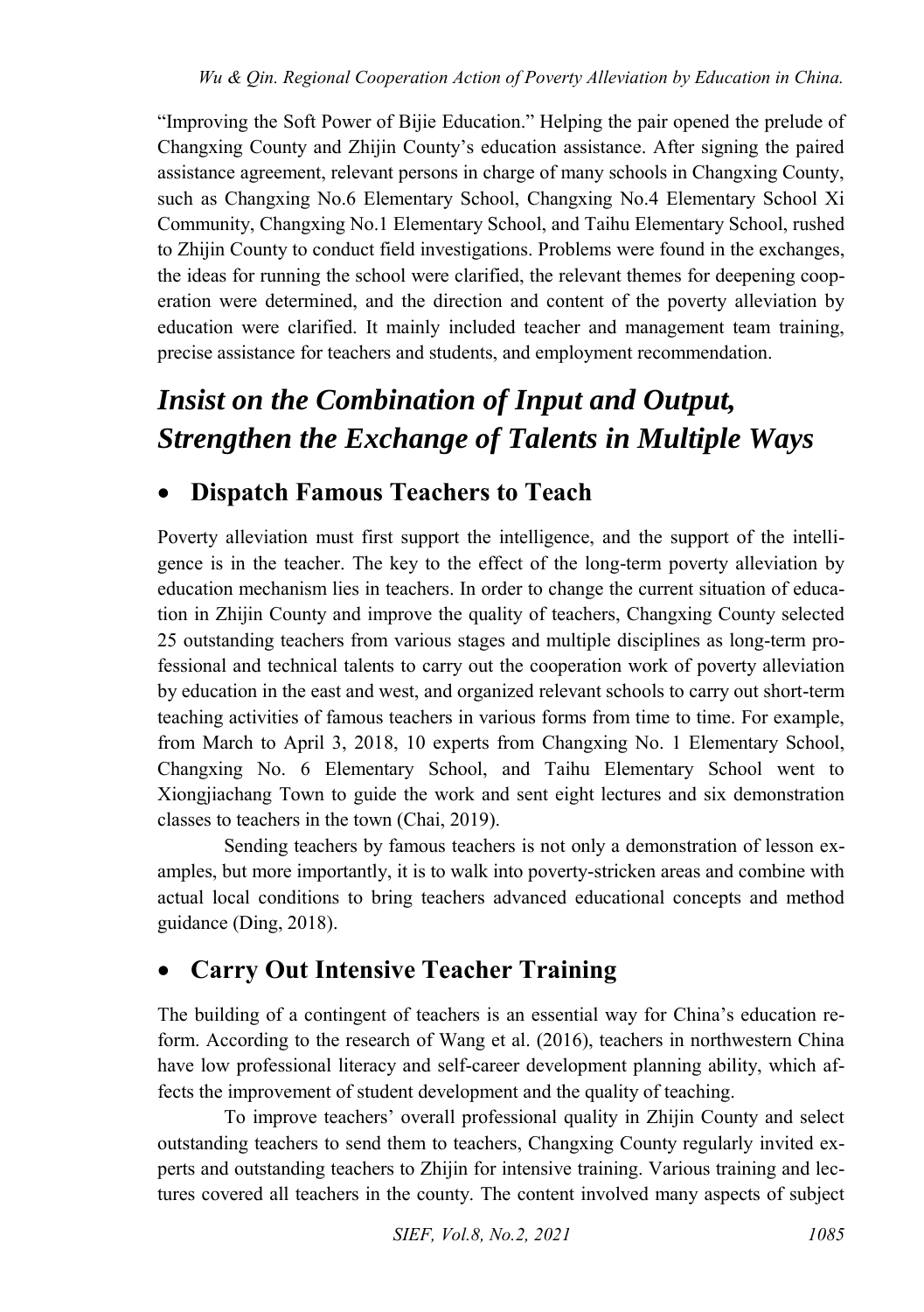"Improving the Soft Power of Bijie Education." Helping the pair opened the prelude of Changxing County and Zhijin County's education assistance. After signing the paired assistance agreement, relevant persons in charge of many schools in Changxing County, such as Changxing No.6 Elementary School, Changxing No.4 Elementary School Xi Community, Changxing No.1 Elementary School, and Taihu Elementary School, rushed to Zhijin County to conduct field investigations. Problems were found in the exchanges, the ideas for running the school were clarified, the relevant themes for deepening cooperation were determined, and the direction and content of the poverty alleviation by education were clarified. It mainly included teacher and management team training, precise assistance for teachers and students, and employment recommendation.

## *Insist on the Combination of Input and Output, Strengthen the Exchange of Talents in Multiple Ways*

### • Dispatch Famous Teachers to Teach

Poverty alleviation must first support the intelligence, and the support of the intelligence is in the teacher. The key to the effect of the long-term poverty alleviation by education mechanism lies in teachers. In order to change the current situation of education in Zhijin County and improve the quality of teachers, Changxing County selected 25 outstanding teachers from various stages and multiple disciplines as long-term professional and technical talents to carry out the cooperation work of poverty alleviation by education in the east and west, and organized relevant schools to carry out short-term teaching activities of famous teachers in various forms from time to time. For example, from March to April 3, 2018, 10 experts from Changxing No. 1 Elementary School, Changxing No. 6 Elementary School, and Taihu Elementary School went to Xiongjiachang Town to guide the work and sent eight lectures and six demonstration classes to teachers in the town (Chai, 2019).

Sending teachers by famous teachers is not only a demonstration of lesson examples, but more importantly, it is to walk into poverty-stricken areas and combine with actual local conditions to bring teachers advanced educational concepts and method guidance (Ding, 2018).

### • Carry Out Intensive Teacher Training

The building of a contingent of teachers is an essential way for China's education reform. According to the research of Wang et al. (2016), teachers in northwestern China have low professional literacy and self-career development planning ability, which affects the improvement of student development and the quality of teaching.

To improve teachers' overall professional quality in Zhijin County and select outstanding teachers to send them to teachers, Changxing County regularly invited experts and outstanding teachers to Zhijin for intensive training. Various training and lectures covered all teachers in the county. The content involved many aspects of subject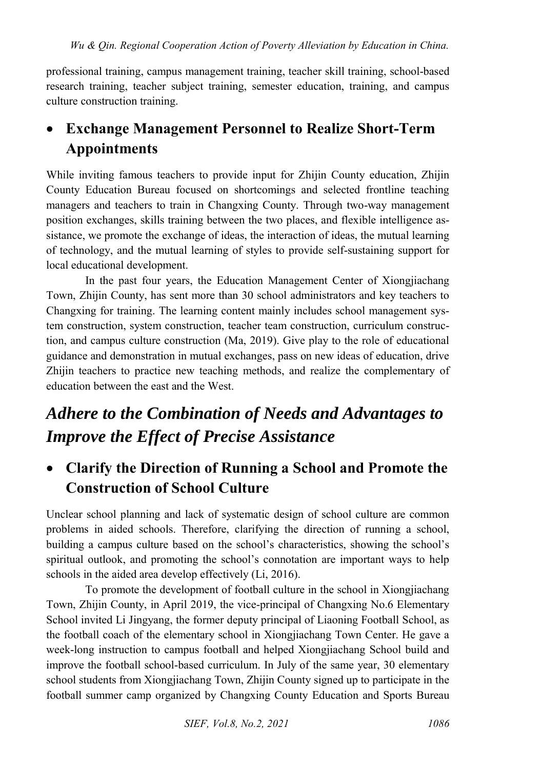professional training, campus management training, teacher skill training, school-based research training, teacher subject training, semester education, training, and campus culture construction training.

### • Exchange Management Personnel to Realize Short-Term Appointments

While inviting famous teachers to provide input for Zhijin County education, Zhijin County Education Bureau focused on shortcomings and selected frontline teaching managers and teachers to train in Changxing County. Through two-way management position exchanges, skills training between the two places, and flexible intelligence assistance, we promote the exchange of ideas, the interaction of ideas, the mutual learning of technology, and the mutual learning of styles to provide self-sustaining support for local educational development.

In the past four years, the Education Management Center of Xiongjiachang Town, Zhijin County, has sent more than 30 school administrators and key teachers to Changxing for training. The learning content mainly includes school management system construction, system construction, teacher team construction, curriculum construction, and campus culture construction (Ma, 2019). Give play to the role of educational guidance and demonstration in mutual exchanges, pass on new ideas of education, drive Zhijin teachers to practice new teaching methods, and realize the complementary of education between the east and the West.

## *Adhere to the Combination of Needs and Advantages to Improve the Effect of Precise Assistance*

### • Clarify the Direction of Running a School and Promote the Construction of School Culture

Unclear school planning and lack of systematic design of school culture are common problems in aided schools. Therefore, clarifying the direction of running a school, building a campus culture based on the school's characteristics, showing the school's spiritual outlook, and promoting the school's connotation are important ways to help schools in the aided area develop effectively (Li, 2016).

To promote the development of football culture in the school in Xiongjiachang Town, Zhijin County, in April 2019, the vice-principal of Changxing No.6 Elementary School invited Li Jingyang, the former deputy principal of Liaoning Football School, as the football coach of the elementary school in Xiongjiachang Town Center. He gave a week-long instruction to campus football and helped Xiongjiachang School build and improve the football school-based curriculum. In July of the same year, 30 elementary school students from Xiongjiachang Town, Zhijin County signed up to participate in the football summer camp organized by Changxing County Education and Sports Bureau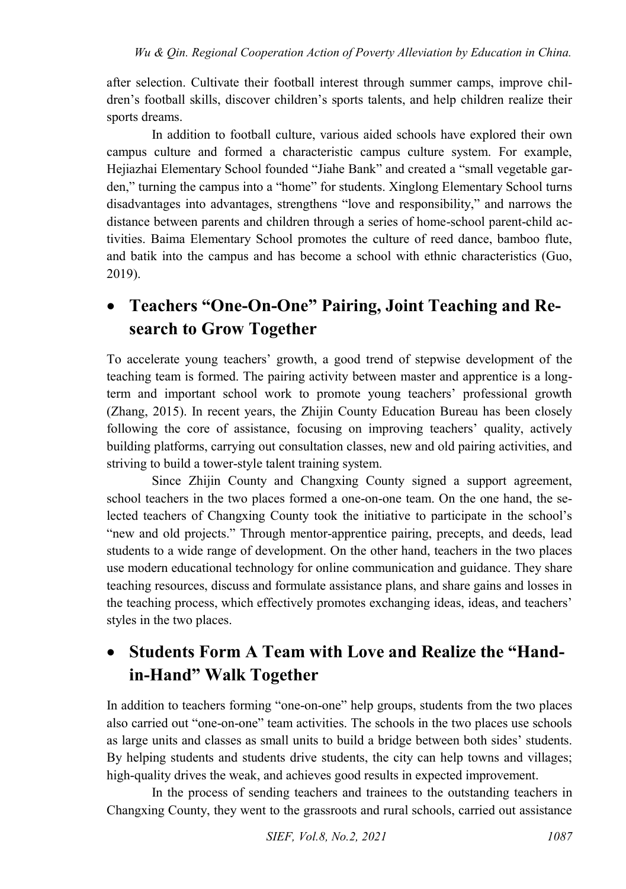after selection. Cultivate their football interest through summer camps, improve children's football skills, discover children's sports talents, and help children realize their sports dreams.

In addition to football culture, various aided schools have explored their own campus culture and formed a characteristic campus culture system. For example, Hejiazhai Elementary School founded "Jiahe Bank" and created a "small vegetable garden," turning the campus into a "home" for students. Xinglong Elementary School turns disadvantages into advantages, strengthens "love and responsibility," and narrows the distance between parents and children through a series of home-school parent-child activities. Baima Elementary School promotes the culture of reed dance, bamboo flute, and batik into the campus and has become a school with ethnic characteristics (Guo, 2019).

## • Teachers "One-On-One" Pairing, Joint Teaching and Research to Grow Together

To accelerate young teachers' growth, a good trend of stepwise development of the teaching team is formed. The pairing activity between master and apprentice is a long-term and important school work to promote young teachers' professional growth (Zhang, 2015). In recent years, the Zhijin County Education Bureau has been closely following the core of assistance, focusing on improving teachers' quality, actively building platforms, carrying out consultation classes, new and old pairing activities, and striving to build a tower-style talent training system.

Since Zhijin County and Changxing County signed a support agreement, school teachers in the two places formed a one-on-one team. On the one hand, the selected teachers of Changxing County took the initiative to participate in the school's "new and old projects." Through mentor-apprentice pairing, precepts, and deeds, lead students to a wide range of development. On the other hand, teachers in the two places use modern educational technology for online communication and guidance. They share teaching resources, discuss and formulate assistance plans, and share gains and losses in the teaching process, which effectively promotes exchanging ideas, ideas, and teachers' styles in the two places.

## • Students Form A Team with Love and Realize the "Hand-in-Hand" Walk Together

In addition to teachers forming "one-on-one" help groups, students from the two places also carried out "one-on-one" team activities. The schools in the two places use schools as large units and classes as small units to build a bridge between both sides' students. By helping students and students drive students, the city can help towns and villages; high-quality drives the weak, and achieves good results in expected improvement.

In the process of sending teachers and trainees to the outstanding teachers in Changxing County, they went to the grassroots and rural schools, carried out assistance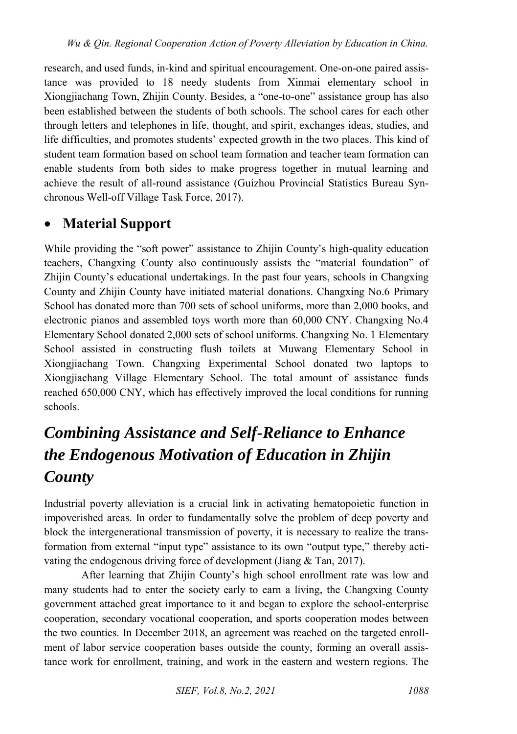research, and used funds, in-kind and spiritual encouragement. One-on-one paired assistance was provided to 18 needy students from Xinmai elementary school in Xiongjiachang Town, Zhijin County. Besides, a "one-to-one" assistance group has also been established between the students of both schools. The school cares for each other through letters and telephones in life, thought, and spirit, exchanges ideas, studies, and life difficulties, and promotes students' expected growth in the two places. This kind of student team formation based on school team formation and teacher team formation can enable students from both sides to make progress together in mutual learning and achieve the result of all-round assistance (Guizhou Provincial Statistics Bureau Synchronous Well-off Village Task Force, 2017).

- **Material Support**

While providing the "soft power" assistance to Zhijin County's high-quality education teachers, Changxing County also continuously assists the "material foundation" of Zhijin County's educational undertakings. In the past four years, schools in Changxing County and Zhijin County have initiated material donations. Changxing No.6 Primary School has donated more than 700 sets of school uniforms, more than 2,000 books, and electronic pianos and assembled toys worth more than 60,000 CNY. Changxing No.4 Elementary School donated 2,000 sets of school uniforms. Changxing No. 1 Elementary School assisted in constructing flush toilets at Muwang Elementary School in Xiongjiachang Town. Changxing Experimental School donated two laptops to Xiongjiachang Village Elementary School. The total amount of assistance funds reached 650,000 CNY, which has effectively improved the local conditions for running schools.

## *Combining Assistance and Self-Reliance to Enhance the Endogenous Motivation of Education in Zhijin County*

Industrial poverty alleviation is a crucial link in activating hematopoietic function in impoverished areas. In order to fundamentally solve the problem of deep poverty and block the intergenerational transmission of poverty, it is necessary to realize the transformation from external "input type" assistance to its own "output type," thereby activating the endogenous driving force of development (Jiang & Tan, 2017).

After learning that Zhijin County's high school enrollment rate was low and many students had to enter the society early to earn a living, the Changxing County government attached great importance to it and began to explore the school-enterprise cooperation, secondary vocational cooperation, and sports cooperation modes between the two counties. In December 2018, an agreement was reached on the targeted enrollment of labor service cooperation bases outside the county, forming an overall assistance work for enrollment, training, and work in the eastern and western regions. The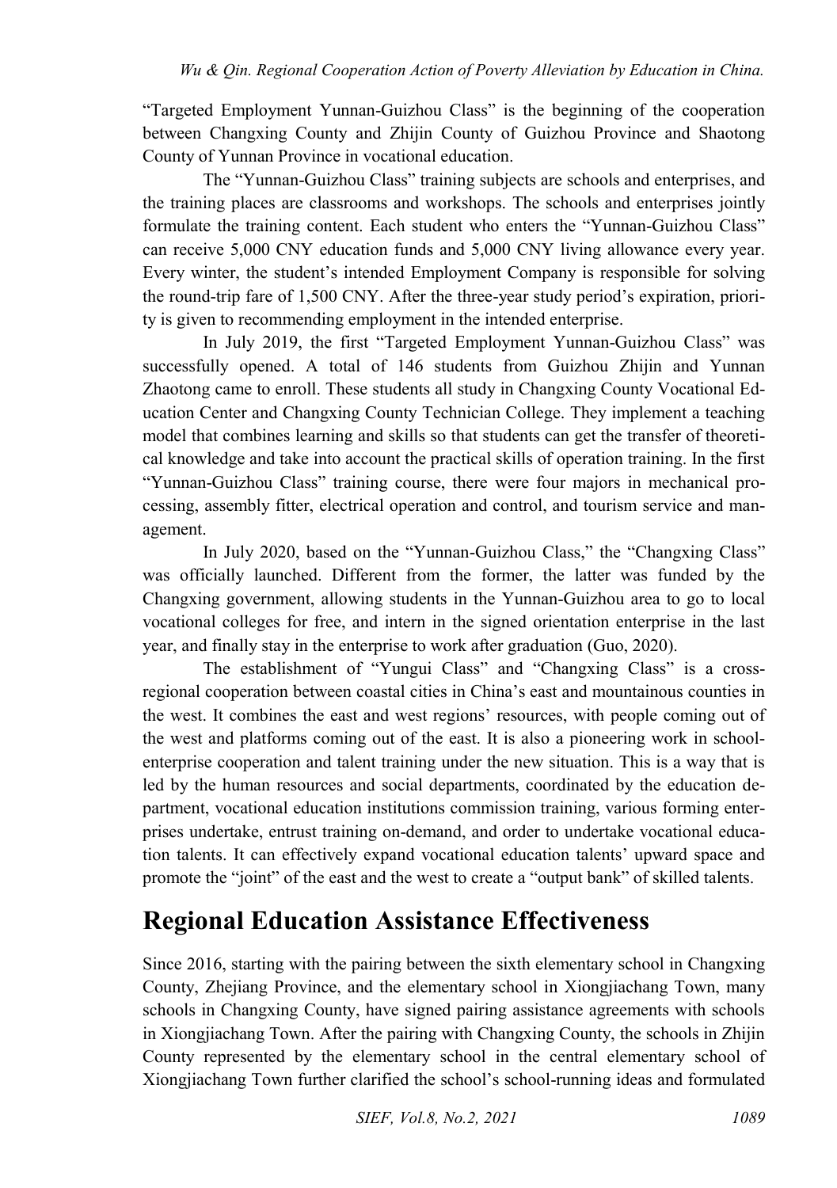"Targeted Employment Yunnan-Guizhou Class" is the beginning of the cooperation between Changxing County and Zhijin County of Guizhou Province and Shaotong County of Yunnan Province in vocational education.

The "Yunnan-Guizhou Class" training subjects are schools and enterprises, and the training places are classrooms and workshops. The schools and enterprises jointly formulate the training content. Each student who enters the "Yunnan-Guizhou Class" can receive 5,000 CNY education funds and 5,000 CNY living allowance every year. Every winter, the student's intended Employment Company is responsible for solving the round-trip fare of 1,500 CNY. After the three-year study period's expiration, priority is given to recommending employment in the intended enterprise.

In July 2019, the first "Targeted Employment Yunnan-Guizhou Class" was successfully opened. A total of 146 students from Guizhou Zhijin and Yunnan Zhaotong came to enroll. These students all study in Changxing County Vocational Education Center and Changxing County Technician College. They implement a teaching model that combines learning and skills so that students can get the transfer of theoretical knowledge and take into account the practical skills of operation training. In the first "Yunnan-Guizhou Class" training course, there were four majors in mechanical processing, assembly fitter, electrical operation and control, and tourism service and management.

In July 2020, based on the "Yunnan-Guizhou Class," the "Changxing Class" was officially launched. Different from the former, the latter was funded by the Changxing government, allowing students in the Yunnan-Guizhou area to go to local vocational colleges for free, and intern in the signed orientation enterprise in the last year, and finally stay in the enterprise to work after graduation (Guo, 2020).

The establishment of "Yungui Class" and "Changxing Class" is a cross-regional cooperation between coastal cities in China's east and mountainous counties in the west. It combines the east and west regions' resources, with people coming out of the west and platforms coming out of the east. It is also a pioneering work in school-enterprise cooperation and talent training under the new situation. This is a way that is led by the human resources and social departments, coordinated by the education department, vocational education institutions commission training, various forming enterprises undertake, entrust training on-demand, and order to undertake vocational education talents. It can effectively expand vocational education talents' upward space and promote the "joint" of the east and the west to create a "output bank" of skilled talents.

## Regional Education Assistance Effectiveness

Since 2016, starting with the pairing between the sixth elementary school in Changxing County, Zhejiang Province, and the elementary school in Xiongjiachang Town, many schools in Changxing County, have signed pairing assistance agreements with schools in Xiongjiachang Town. After the pairing with Changxing County, the schools in Zhijin County represented by the elementary school in the central elementary school of Xiongjiachang Town further clarified the school's school-running ideas and formulated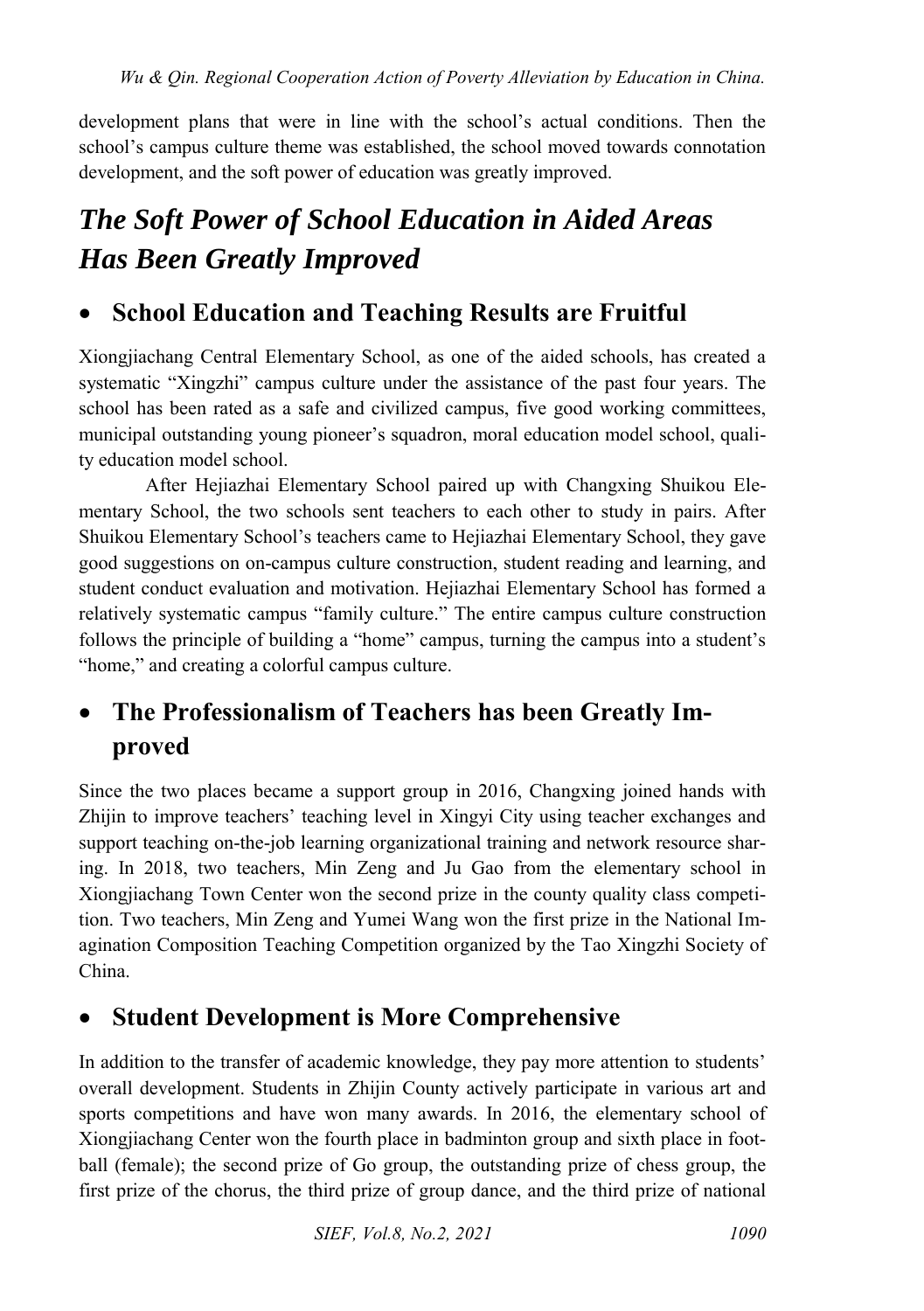development plans that were in line with the school's actual conditions. Then the school's campus culture theme was established, the school moved towards connotation development, and the soft power of education was greatly improved.

## *The Soft Power of School Education in Aided Areas Has Been Greatly Improved*

### • School Education and Teaching Results are Fruitful

Xiongjiachang Central Elementary School, as one of the aided schools, has created a systematic "Xingzhi" campus culture under the assistance of the past four years. The school has been rated as a safe and civilized campus, five good working committees, municipal outstanding young pioneer's squadron, moral education model school, quality education model school.

After Hejiazhai Elementary School paired up with Changxing Shuikou Elementary School, the two schools sent teachers to each other to study in pairs. After Shuikou Elementary School's teachers came to Hejiazhai Elementary School, they gave good suggestions on on-campus culture construction, student reading and learning, and student conduct evaluation and motivation. Hejiazhai Elementary School has formed a relatively systematic campus "family culture." The entire campus culture construction follows the principle of building a "home" campus, turning the campus into a student's "home," and creating a colorful campus culture.

### • The Professionalism of Teachers has been Greatly Improved

Since the two places became a support group in 2016, Changxing joined hands with Zhijin to improve teachers' teaching level in Xingyi City using teacher exchanges and support teaching on-the-job learning organizational training and network resource sharing. In 2018, two teachers, Min Zeng and Ju Gao from the elementary school in Xiongjiachang Town Center won the second prize in the county quality class competition. Two teachers, Min Zeng and Yumei Wang won the first prize in the National Imagination Composition Teaching Competition organized by the Tao Xingzhi Society of China.

### • Student Development is More Comprehensive

In addition to the transfer of academic knowledge, they pay more attention to students' overall development. Students in Zhijin County actively participate in various art and sports competitions and have won many awards. In 2016, the elementary school of Xiongjiachang Center won the fourth place in badminton group and sixth place in football (female); the second prize of Go group, the outstanding prize of chess group, the first prize of the chorus, the third prize of group dance, and the third prize of national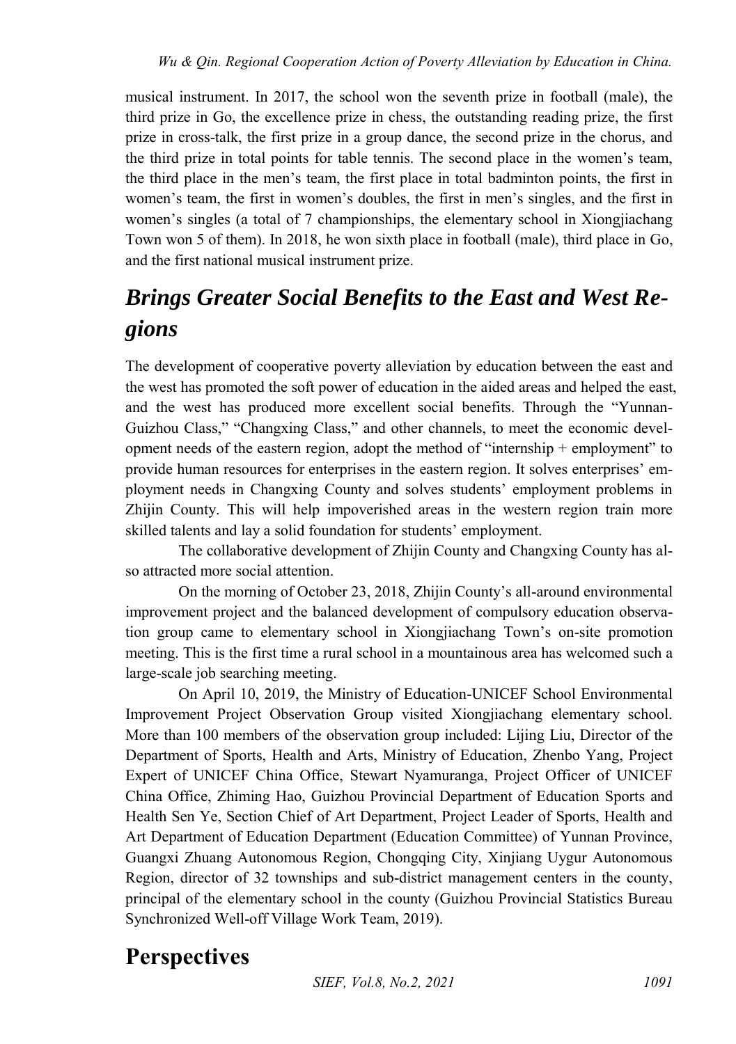musical instrument. In 2017, the school won the seventh prize in football (male), the third prize in Go, the excellence prize in chess, the outstanding reading prize, the first prize in cross-talk, the first prize in a group dance, the second prize in the chorus, and the third prize in total points for table tennis. The second place in the women's team, the third place in the men's team, the first place in total badminton points, the first in women's team, the first in women's doubles, the first in men's singles, and the first in women's singles (a total of 7 championships, the elementary school in Xiongjiachang Town won 5 of them). In 2018, he won sixth place in football (male), third place in Go, and the first national musical instrument prize.

## *Brings Greater Social Benefits to the East and West Regions*

The development of cooperative poverty alleviation by education between the east and the west has promoted the soft power of education in the aided areas and helped the east, and the west has produced more excellent social benefits. Through the "Yunnan-Guizhou Class," "Changxing Class," and other channels, to meet the economic development needs of the eastern region, adopt the method of "internship + employment" to provide human resources for enterprises in the eastern region. It solves enterprises' employment needs in Changxing County and solves students' employment problems in Zhijin County. This will help impoverished areas in the western region train more skilled talents and lay a solid foundation for students' employment.

The collaborative development of Zhijin County and Changxing County has also attracted more social attention.

On the morning of October 23, 2018, Zhijin County's all-around environmental improvement project and the balanced development of compulsory education observation group came to elementary school in Xiongjiachang Town's on-site promotion meeting. This is the first time a rural school in a mountainous area has welcomed such a large-scale job searching meeting.

On April 10, 2019, the Ministry of Education-UNICEF School Environmental Improvement Project Observation Group visited Xiongjiachang elementary school. More than 100 members of the observation group included: Lijing Liu, Director of the Department of Sports, Health and Arts, Ministry of Education, Zhenbo Yang, Project Expert of UNICEF China Office, Stewart Nyamuranga, Project Officer of UNICEF China Office, Zhiming Hao, Guizhou Provincial Department of Education Sports and Health Sen Ye, Section Chief of Art Department, Project Leader of Sports, Health and Art Department of Education Department (Education Committee) of Yunnan Province, Guangxi Zhuang Autonomous Region, Chongqing City, Xinjiang Uygur Autonomous Region, director of 32 townships and sub-district management centers in the county, principal of the elementary school in the county (Guizhou Provincial Statistics Bureau Synchronized Well-off Village Work Team, 2019).

# Perspectives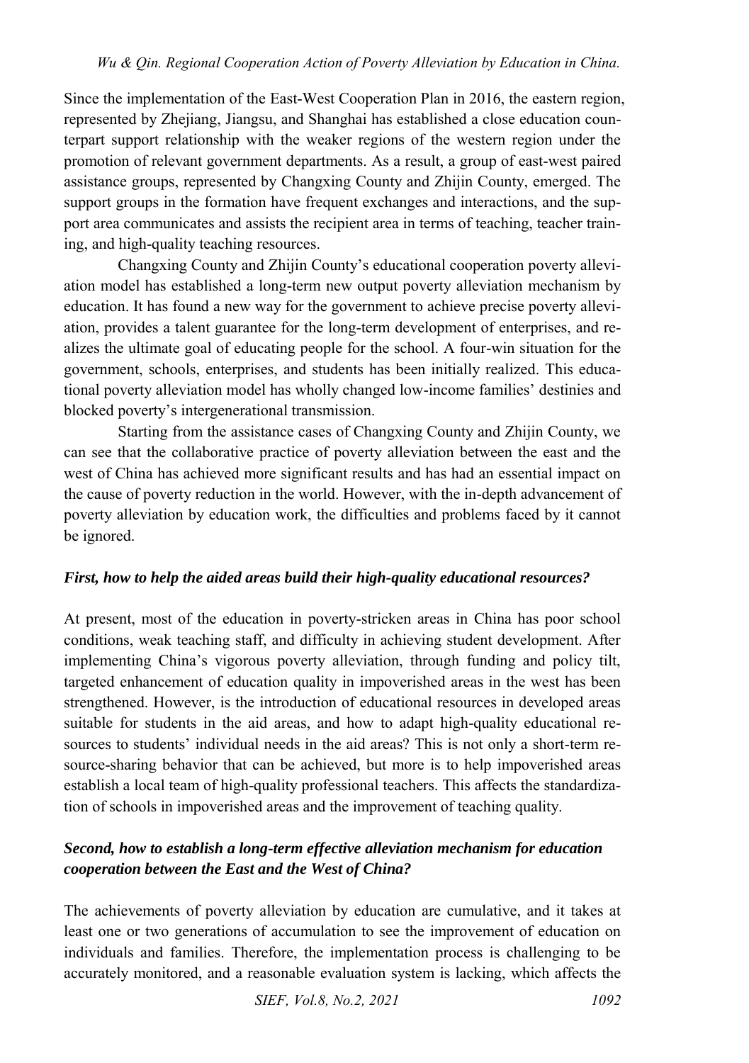Since the implementation of the East-West Cooperation Plan in 2016, the eastern region, represented by Zhejiang, Jiangsu, and Shanghai has established a close education counterpart support relationship with the weaker regions of the western region under the promotion of relevant government departments. As a result, a group of east-west paired assistance groups, represented by Changxing County and Zhijin County, emerged. The support groups in the formation have frequent exchanges and interactions, and the support area communicates and assists the recipient area in terms of teaching, teacher training, and high-quality teaching resources.

Changxing County and Zhijin County's educational cooperation poverty alleviation model has established a long-term new output poverty alleviation mechanism by education. It has found a new way for the government to achieve precise poverty alleviation, provides a talent guarantee for the long-term development of enterprises, and realizes the ultimate goal of educating people for the school. A four-win situation for the government, schools, enterprises, and students has been initially realized. This educational poverty alleviation model has wholly changed low-income families' destinies and blocked poverty's intergenerational transmission.

Starting from the assistance cases of Changxing County and Zhijin County, we can see that the collaborative practice of poverty alleviation between the east and the west of China has achieved more significant results and has had an essential impact on the cause of poverty reduction in the world. However, with the in-depth advancement of poverty alleviation by education work, the difficulties and problems faced by it cannot be ignored.

***First, how to help the aided areas build their high-quality educational resources?***

At present, most of the education in poverty-stricken areas in China has poor school conditions, weak teaching staff, and difficulty in achieving student development. After implementing China's vigorous poverty alleviation, through funding and policy tilt, targeted enhancement of education quality in impoverished areas in the west has been strengthened. However, is the introduction of educational resources in developed areas suitable for students in the aid areas, and how to adapt high-quality educational resources to students' individual needs in the aid areas? This is not only a short-term resource-sharing behavior that can be achieved, but more is to help impoverished areas establish a local team of high-quality professional teachers. This affects the standardization of schools in impoverished areas and the improvement of teaching quality.

***Second, how to establish a long-term effective alleviation mechanism for education cooperation between the East and the West of China?***

The achievements of poverty alleviation by education are cumulative, and it takes at least one or two generations of accumulation to see the improvement of education on individuals and families. Therefore, the implementation process is challenging to be accurately monitored, and a reasonable evaluation system is lacking, which affects the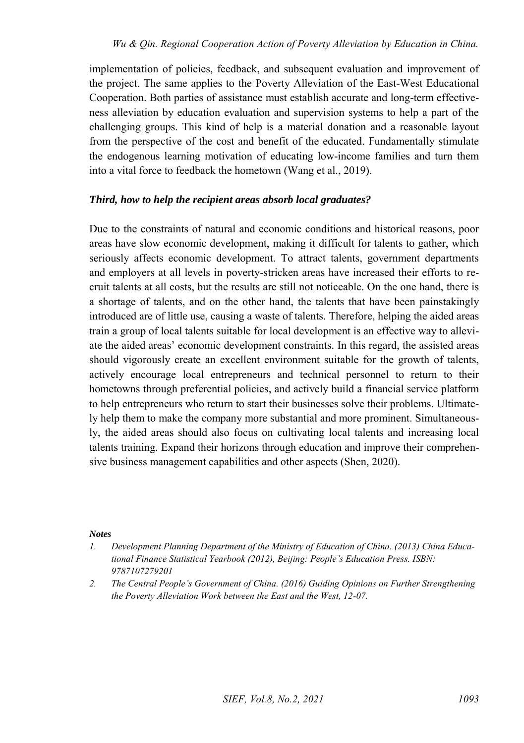implementation of policies, feedback, and subsequent evaluation and improvement of the project. The same applies to the Poverty Alleviation of the East-West Educational Cooperation. Both parties of assistance must establish accurate and long-term effectiveness alleviation by education evaluation and supervision systems to help a part of the challenging groups. This kind of help is a material donation and a reasonable layout from the perspective of the cost and benefit of the educated. Fundamentally stimulate the endogenous learning motivation of educating low-income families and turn them into a vital force to feedback the hometown (Wang et al., 2019).

***Third, how to help the recipient areas absorb local graduates?***

Due to the constraints of natural and economic conditions and historical reasons, poor areas have slow economic development, making it difficult for talents to gather, which seriously affects economic development. To attract talents, government departments and employers at all levels in poverty-stricken areas have increased their efforts to recruit talents at all costs, but the results are still not noticeable. On the one hand, there is a shortage of talents, and on the other hand, the talents that have been painstakingly introduced are of little use, causing a waste of talents. Therefore, helping the aided areas train a group of local talents suitable for local development is an effective way to alleviate the aided areas' economic development constraints. In this regard, the assisted areas should vigorously create an excellent environment suitable for the growth of talents, actively encourage local entrepreneurs and technical personnel to return to their hometowns through preferential policies, and actively build a financial service platform to help entrepreneurs who return to start their businesses solve their problems. Ultimately help them to make the company more substantial and more prominent. Simultaneously, the aided areas should also focus on cultivating local talents and increasing local talents training. Expand their horizons through education and improve their comprehensive business management capabilities and other aspects (Shen, 2020).

***Notes***

1. *Development Planning Department of the Ministry of Education of China. (2013) China Educational Finance Statistical Yearbook (2012), Beijing: People's Education Press. ISBN: 9787107279201*
2. *The Central People's Government of China. (2016) Guiding Opinions on Further Strengthening the Poverty Alleviation Work between the East and the West, 12-07.*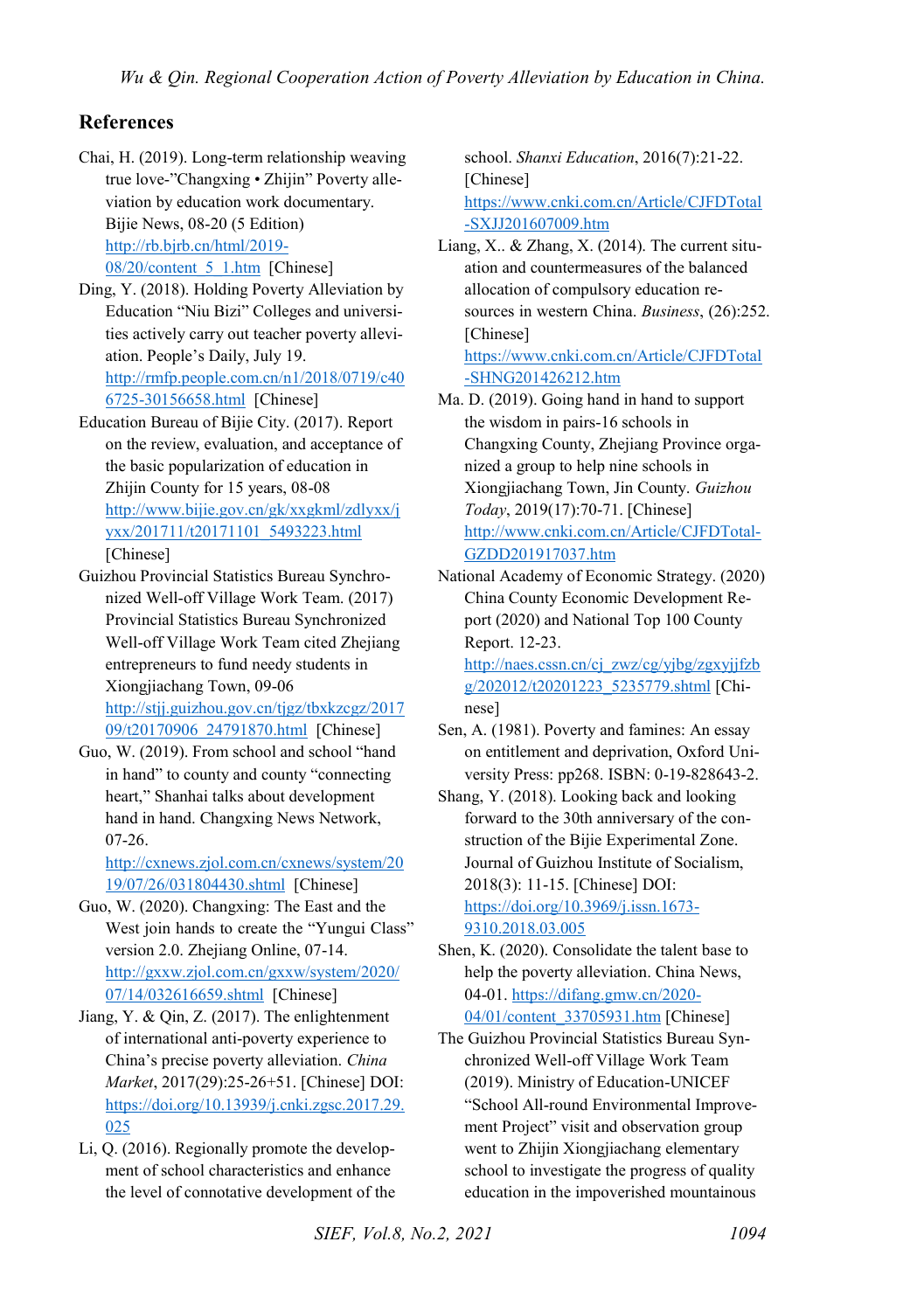## References

Chai, H. (2019). Long-term relationship weaving true love-"Changxing • Zhijin" Poverty alleviation by education work documentary. Bijie News, 08-20 (5 Edition) http://rb.bjrb.cn/html/2019-08/20/content_5_1.htm [Chinese]

Ding, Y. (2018). Holding Poverty Alleviation by Education "Niu Bizi" Colleges and universities actively carry out teacher poverty alleviation. People's Daily, July 19. http://rmfp.people.com.cn/n1/2018/0719/c406725-30156658.html [Chinese]

Education Bureau of Bijie City. (2017). Report on the review, evaluation, and acceptance of the basic popularization of education in Zhijin County for 15 years, 08-08 http://www.bijie.gov.cn/gk/xxgkml/zdlyxx/jyxx/201711/t20171101_5493223.html [Chinese]

Guizhou Provincial Statistics Bureau Synchronized Well-off Village Work Team. (2017) Provincial Statistics Bureau Synchronized Well-off Village Work Team cited Zhejiang entrepreneurs to fund needy students in Xiongjiachang Town, 09-06 http://stjj.guizhou.gov.cn/tjgz/tbxkzcgz/201709/t20170906_24791870.html [Chinese]

Guo, W. (2019). From school and school "hand in hand" to county and county "connecting heart," Shanhai talks about development hand in hand. Changxing News Network, 07-26. http://cxnews.zjol.com.cn/cxnews/system/2019/07/26/031804430.shtml [Chinese]

Guo, W. (2020). Changxing: The East and the West join hands to create the "Yungui Class" version 2.0. Zhejiang Online, 07-14. http://gxxw.zjol.com.cn/gxxw/system/2020/07/14/032616659.shtml [Chinese]

Jiang, Y. & Qin, Z. (2017). The enlightenment of international anti-poverty experience to China's precise poverty alleviation. *China Market*, 2017(29):25-26+51. [Chinese] DOI: https://doi.org/10.13939/j.cnki.zgsc.2017.29.025

Li, Q. (2016). Regionally promote the development of school characteristics and enhance the level of connotative development of the school. *Shanxi Education*, 2016(7):21-22. [Chinese] https://www.cnki.com.cn/Article/CJFDTotal-SXJJ201607009.htm

Liang, X.. & Zhang, X. (2014). The current situation and countermeasures of the balanced allocation of compulsory education resources in western China. *Business*, (26):252. [Chinese] https://www.cnki.com.cn/Article/CJFDTotal-SHNG201426212.htm

Ma. D. (2019). Going hand in hand to support the wisdom in pairs-16 schools in Changxing County, Zhejiang Province organized a group to help nine schools in Xiongjiachang Town, Jin County. *Guizhou Today*, 2019(17):70-71. [Chinese] http://www.cnki.com.cn/Article/CJFDTotal-GZDD201917037.htm

National Academy of Economic Strategy. (2020) China County Economic Development Report (2020) and National Top 100 County Report. 12-23. http://naes.cssn.cn/cj_zwz/cg/yjbg/zgxyjjfzbg/202012/t20201223_5235779.shtml [Chinese]

Sen, A. (1981). Poverty and famines: An essay on entitlement and deprivation, Oxford University Press: pp268. ISBN: 0-19-828643-2.

Shang, Y. (2018). Looking back and looking forward to the 30th anniversary of the construction of the Bijie Experimental Zone. Journal of Guizhou Institute of Socialism, 2018(3): 11-15. [Chinese] DOI: https://doi.org/10.3969/j.issn.1673-9310.2018.03.005

Shen, K. (2020). Consolidate the talent base to help the poverty alleviation. China News, 04-01. https://difang.gmw.cn/2020-04/01/content_33705931.htm [Chinese]

The Guizhou Provincial Statistics Bureau Synchronized Well-off Village Work Team (2019). Ministry of Education-UNICEF "School All-round Environmental Improvement Project" visit and observation group went to Zhijin Xiongjiachang elementary school to investigate the progress of quality education in the impoverished mountainous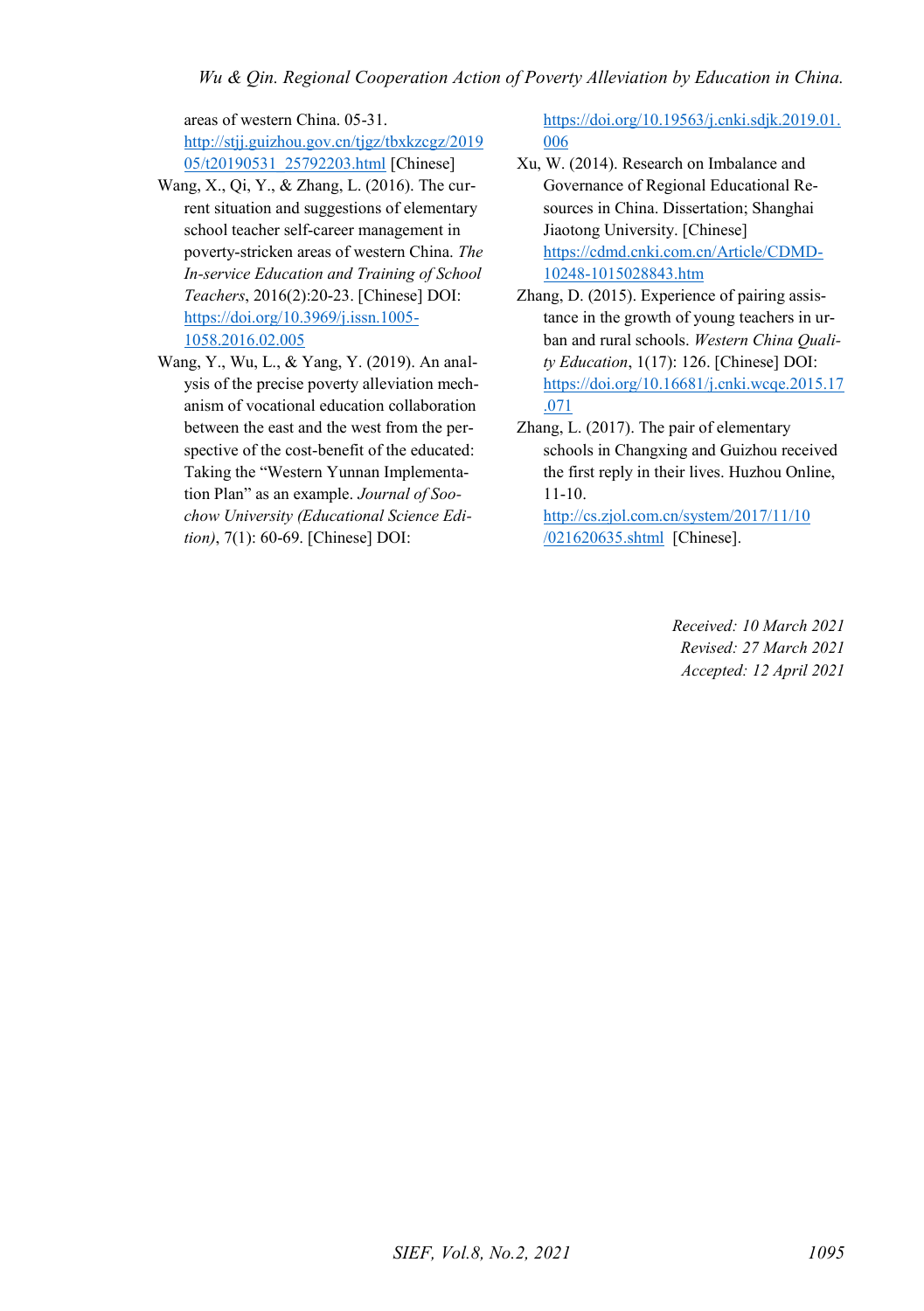areas of western China. 05-31. http://stjj.guizhou.gov.cn/tjgz/tbxkzcgz/201905/t20190531_25792203.html [Chinese]

Wang, X., Qi, Y., & Zhang, L. (2016). The current situation and suggestions of elementary school teacher self-career management in poverty-stricken areas of western China. *The In-service Education and Training of School Teachers*, 2016(2):20-23. [Chinese] DOI: https://doi.org/10.3969/j.issn.1005-1058.2016.02.005

Wang, Y., Wu, L., & Yang, Y. (2019). An analysis of the precise poverty alleviation mechanism of vocational education collaboration between the east and the west from the perspective of the cost-benefit of the educated: Taking the "Western Yunnan Implementation Plan" as an example. *Journal of Soochow University (Educational Science Edition)*, 7(1): 60-69. [Chinese] DOI: https://doi.org/10.19563/j.cnki.sdjk.2019.01.006

Xu, W. (2014). Research on Imbalance and Governance of Regional Educational Resources in China. Dissertation; Shanghai Jiaotong University. [Chinese] https://cdmd.cnki.com.cn/Article/CDMD-10248-1015028843.htm

Zhang, D. (2015). Experience of pairing assistance in the growth of young teachers in urban and rural schools. *Western China Quality Education*, 1(17): 126. [Chinese] DOI: https://doi.org/10.16681/j.cnki.wcqe.2015.17.071

Zhang, L. (2017). The pair of elementary schools in Changxing and Guizhou received the first reply in their lives. Huzhou Online, 11-10. http://cs.zjol.com.cn/system/2017/11/10/021620635.shtml [Chinese].

*Received: 10 March 2021*
*Revised: 27 March 2021*
*Accepted: 12 April 2021*